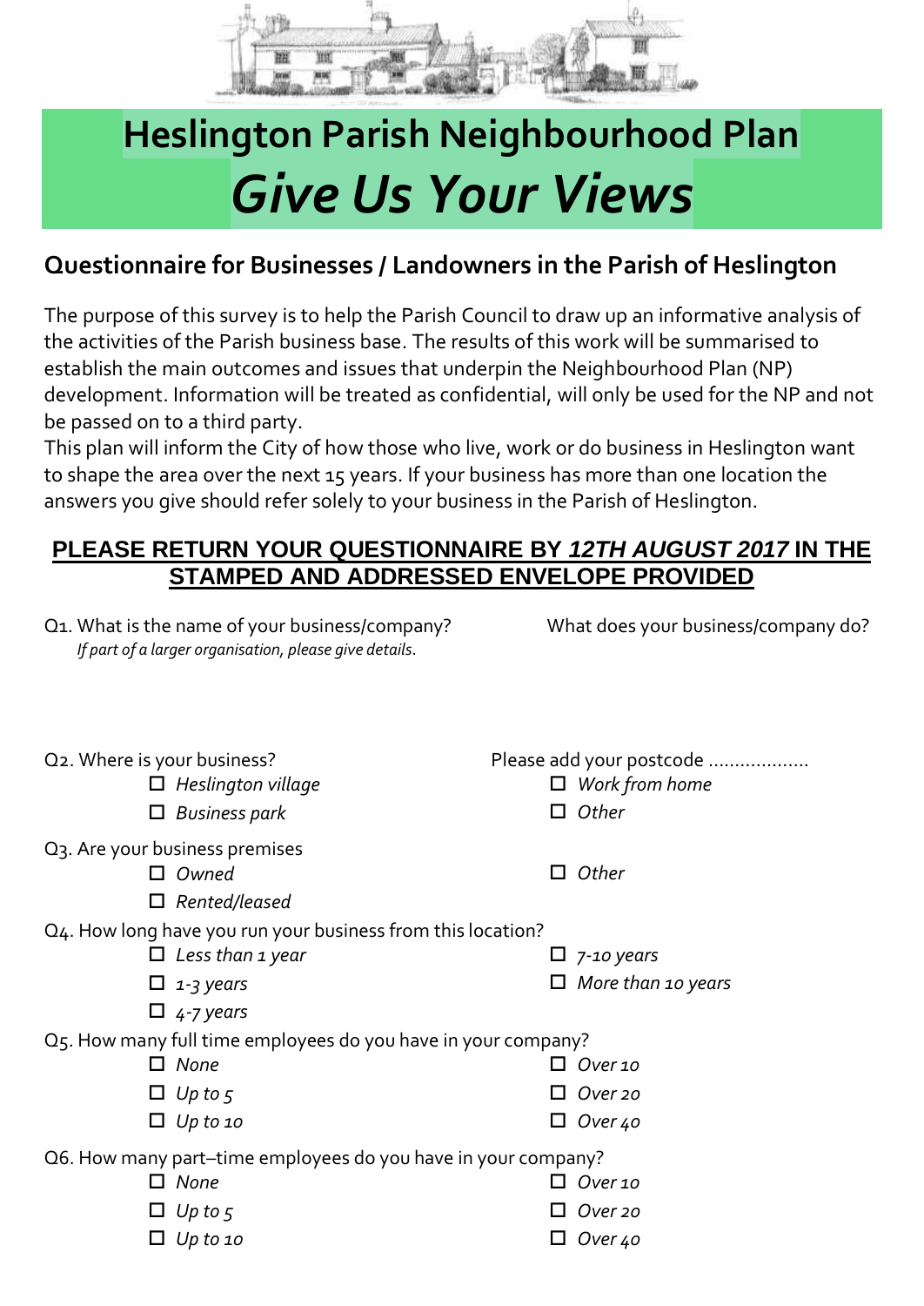# Heslington Parish Neighbourhood Plan

# *Give Us Your Views*

## Questionnaire for Businesses / Landowners in the Parish of Heslington

The purpose of this survey is to help the Parish Council to draw up an informative analysis of the activities of the Parish business base. The results of this work will be summarised to establish the main outcomes and issues that underpin the Neighbourhood Plan (NP) development. Information will be treated as confidential, will only be used for the NP and not be passed on to a third party.

This plan will inform the City of how those who live, work or do business in Heslington want to shape the area over the next 15 years. If your business has more than one location the answers you give should refer solely to your business in the Parish of Heslington.

**PLEASE RETURN YOUR QUESTIONNAIRE BY *12TH AUGUST 2017* IN THE STAMPED AND ADDRESSED ENVELOPE PROVIDED**

Q1. What is the name of your business/company?
*If part of a larger organisation, please give details.*

What does your business/company do?

Q2. Where is your business?

Please add your postcode ..................

- ☐ *Heslington village*
- ☐ *Business park*
- ☐ *Work from home*
- ☐ *Other*

Q3. Are your business premises

- ☐ *Owned*
- ☐ *Rented/leased*
- ☐ *Other*

Q4. How long have you run your business from this location?

- ☐ *Less than 1 year*
- ☐ *1-3 years*
- ☐ *4-7 years*
- ☐ *7-10 years*
- ☐ *More than 10 years*

Q5. How many full time employees do you have in your company?

- ☐ *None*
- ☐ *Up to 5*
- ☐ *Up to 10*
- ☐ *Over 10*
- ☐ *Over 20*
- ☐ *Over 40*

Q6. How many part–time employees do you have in your company?

- ☐ *None*
- ☐ *Up to 5*
- ☐ *Up to 10*
- ☐ *Over 10*
- ☐ *Over 20*
- ☐ *Over 40*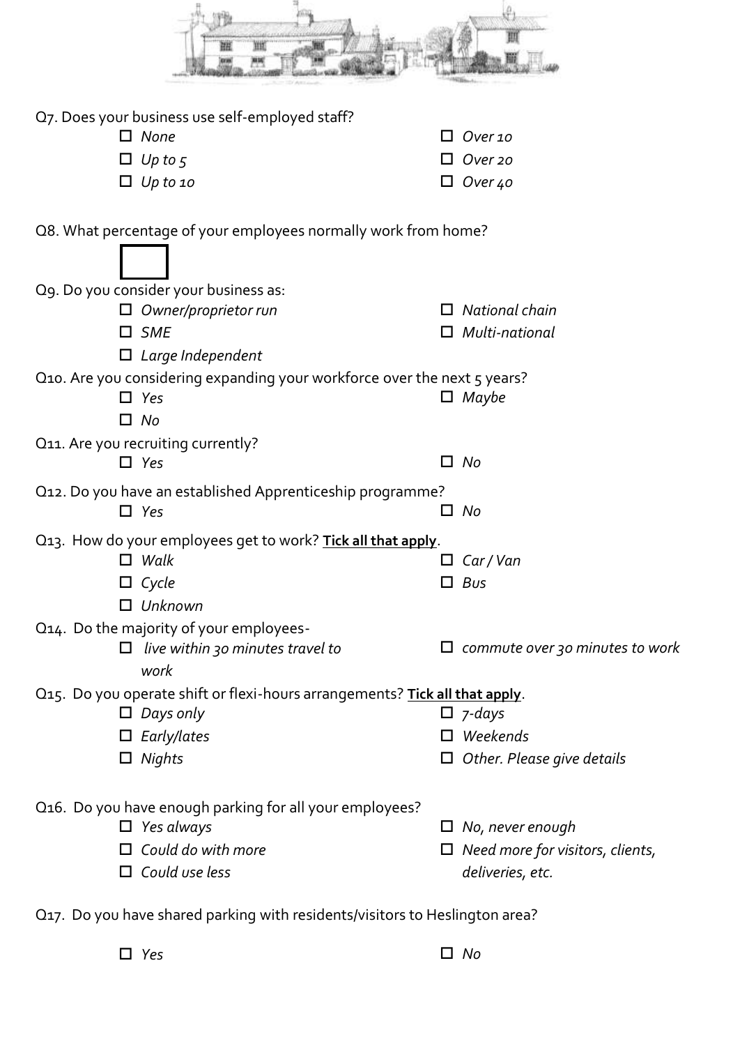Q7. Does your business use self-employed staff?

- ☐ *None*
- ☐ *Up to 5*
- ☐ *Up to 10*
- ☐ *Over 10*
- ☐ *Over 20*
- ☐ *Over 40*

Q8. What percentage of your employees normally work from home?

☐

Q9. Do you consider your business as:

- ☐ *Owner/proprietor run*
- ☐ *SME*
- ☐ *Large Independent*
- ☐ *National chain*
- ☐ *Multi-national*

Q10. Are you considering expanding your workforce over the next 5 years?

- ☐ *Yes*
- ☐ *No*
- ☐ *Maybe*

Q11. Are you recruiting currently?

- ☐ *Yes*
- ☐ *No*

Q12. Do you have an established Apprenticeship programme?

- ☐ *Yes*
- ☐ *No*

Q13. How do your employees get to work? **Tick all that apply**.

- ☐ *Walk*
- ☐ *Cycle*
- ☐ *Unknown*
- ☐ *Car / Van*
- ☐ *Bus*

Q14. Do the majority of your employees-

- ☐ *live within 30 minutes travel to work*
- ☐ *commute over 30 minutes to work*

Q15. Do you operate shift or flexi-hours arrangements? **Tick all that apply**.

- ☐ *Days only*
- ☐ *Early/lates*
- ☐ *Nights*
- ☐ *7-days*
- ☐ *Weekends*
- ☐ *Other. Please give details*

Q16. Do you have enough parking for all your employees?

- ☐ *Yes always*
- ☐ *Could do with more*
- ☐ *Could use less*
- ☐ *No, never enough*
- ☐ *Need more for visitors, clients, deliveries, etc.*

Q17. Do you have shared parking with residents/visitors to Heslington area?

- ☐ *Yes*
- ☐ *No*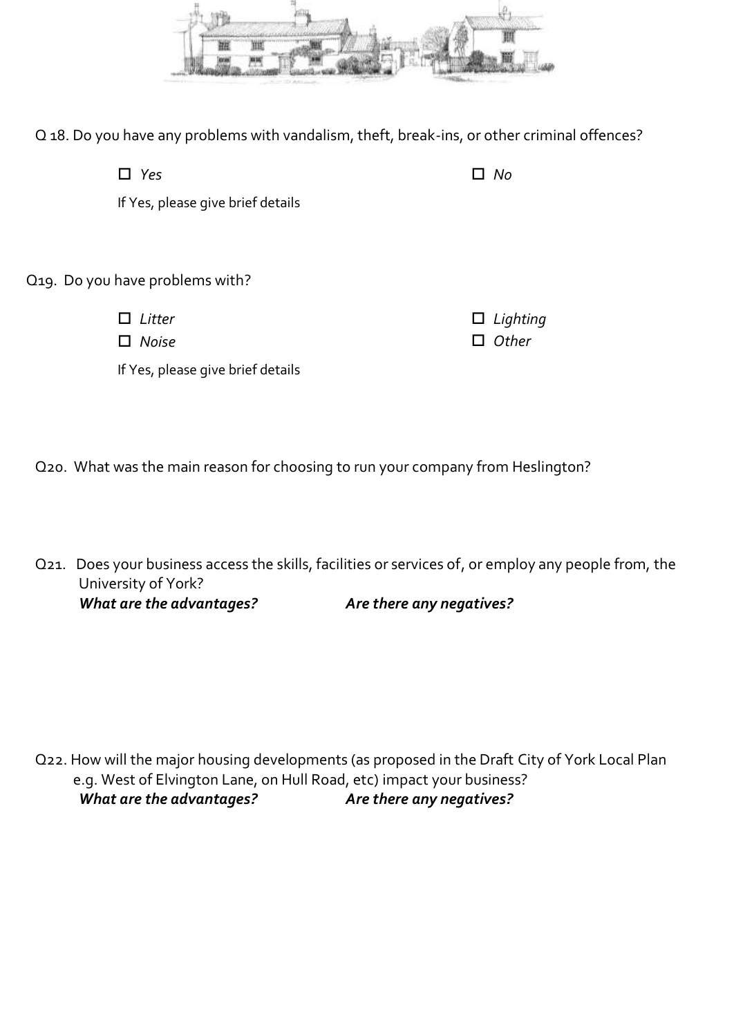Q 18. Do you have any problems with vandalism, theft, break-ins, or other criminal offences?

☐ *Yes* ☐ *No*

If Yes, please give brief details

Q19. Do you have problems with?

☐ *Litter* ☐ *Lighting*

☐ *Noise* ☐ *Other*

If Yes, please give brief details

Q20. What was the main reason for choosing to run your company from Heslington?

Q21. Does your business access the skills, facilities or services of, or employ any people from, the University of York?

***What are the advantages?*** ***Are there any negatives?***

Q22. How will the major housing developments (as proposed in the Draft City of York Local Plan e.g. West of Elvington Lane, on Hull Road, etc) impact your business?

***What are the advantages?*** ***Are there any negatives?***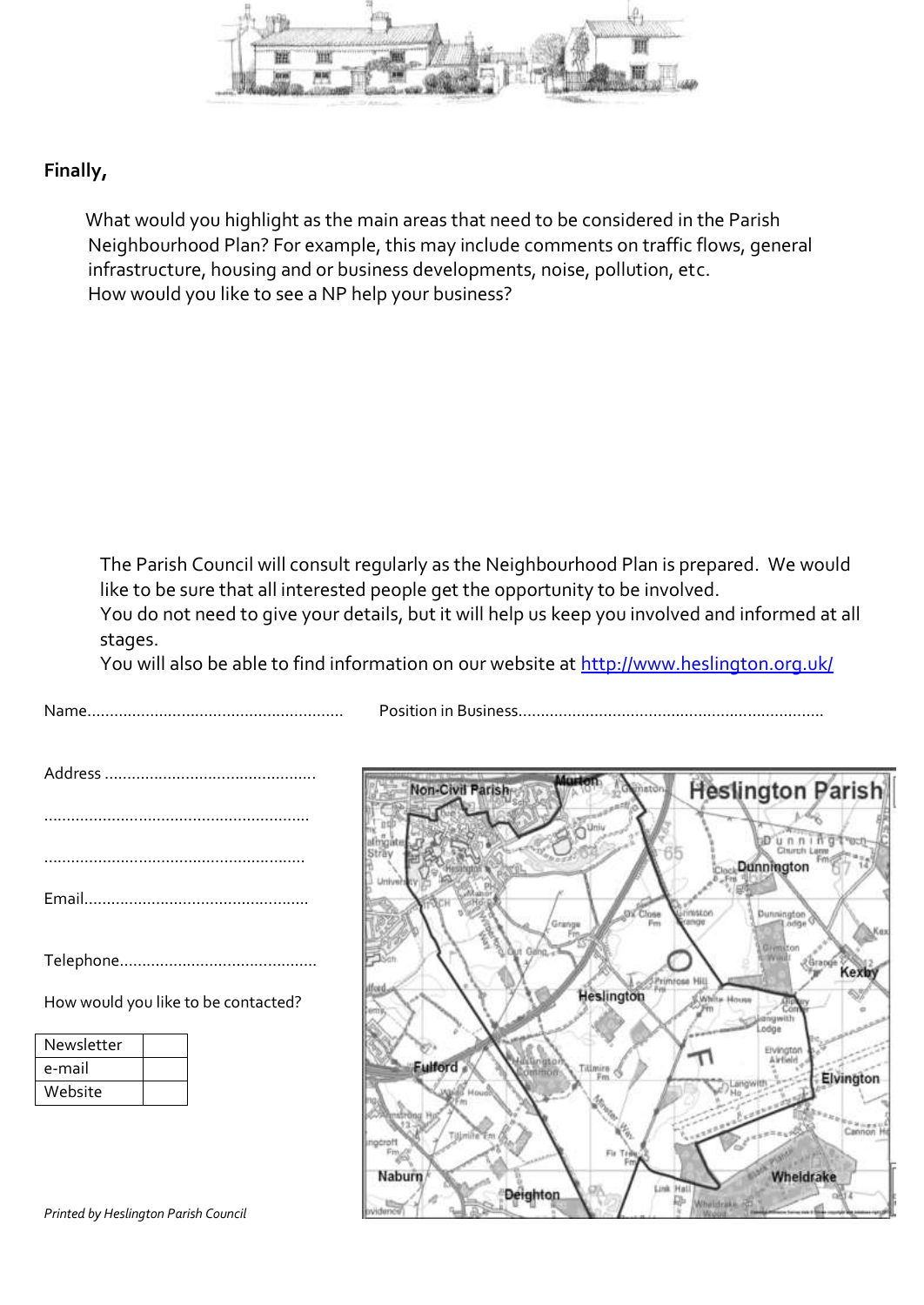**Finally,**

What would you highlight as the main areas that need to be considered in the Parish Neighbourhood Plan? For example, this may include comments on traffic flows, general infrastructure, housing and or business developments, noise, pollution, etc.
How would you like to see a NP help your business?

The Parish Council will consult regularly as the Neighbourhood Plan is prepared. We would like to be sure that all interested people get the opportunity to be involved.
You do not need to give your details, but it will help us keep you involved and informed at all stages.
You will also be able to find information on our website at http://www.heslington.org.uk/

Name........................................................ Position in Business...................................................................

Address ..............................................

..........................................................

..........................................................

Email.................................................

Telephone...........................................

How would you like to be contacted?

| | |
|---|---|
| Newsletter | |
| e-mail | |
| Website | |

*Printed by Heslington Parish Council*